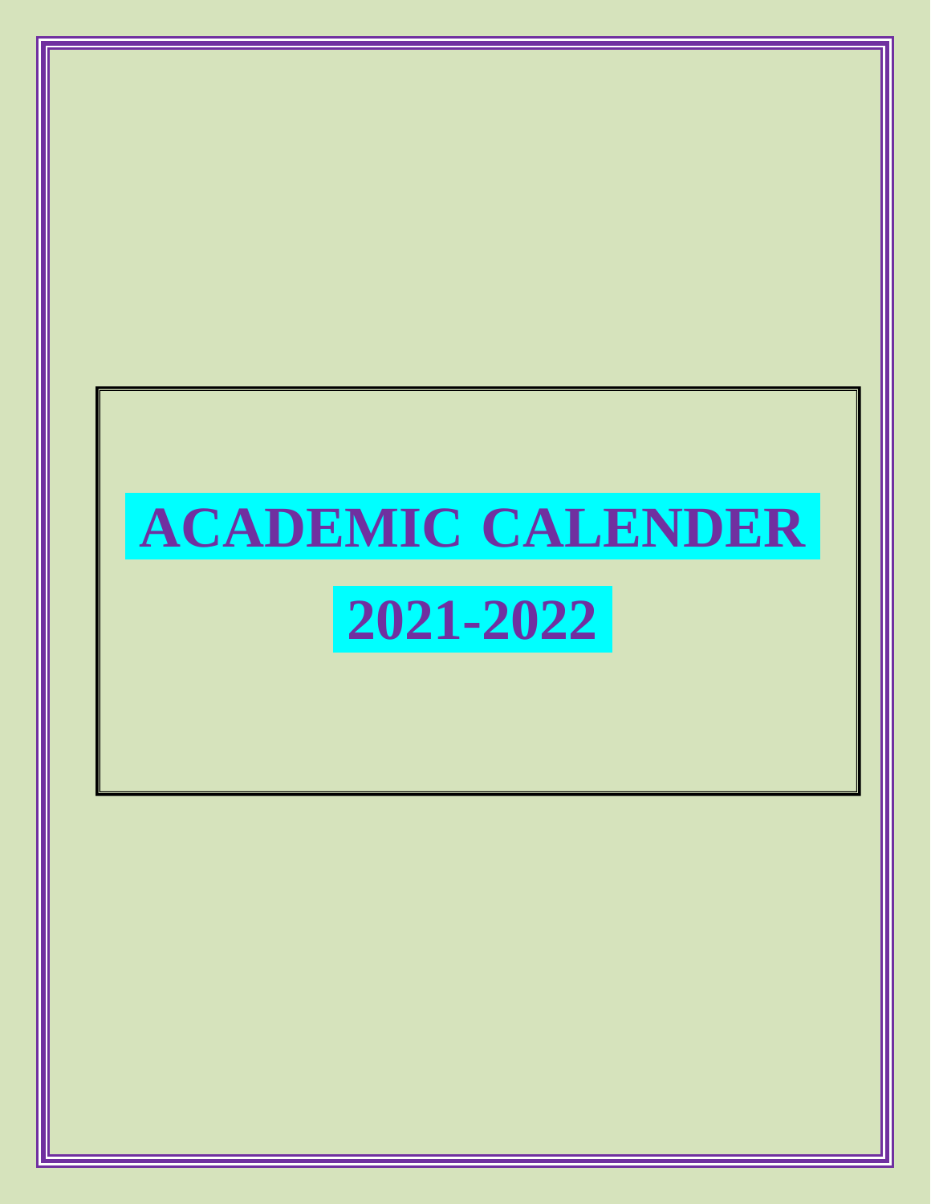# ACADEMIC CALENDER

# 2021-2022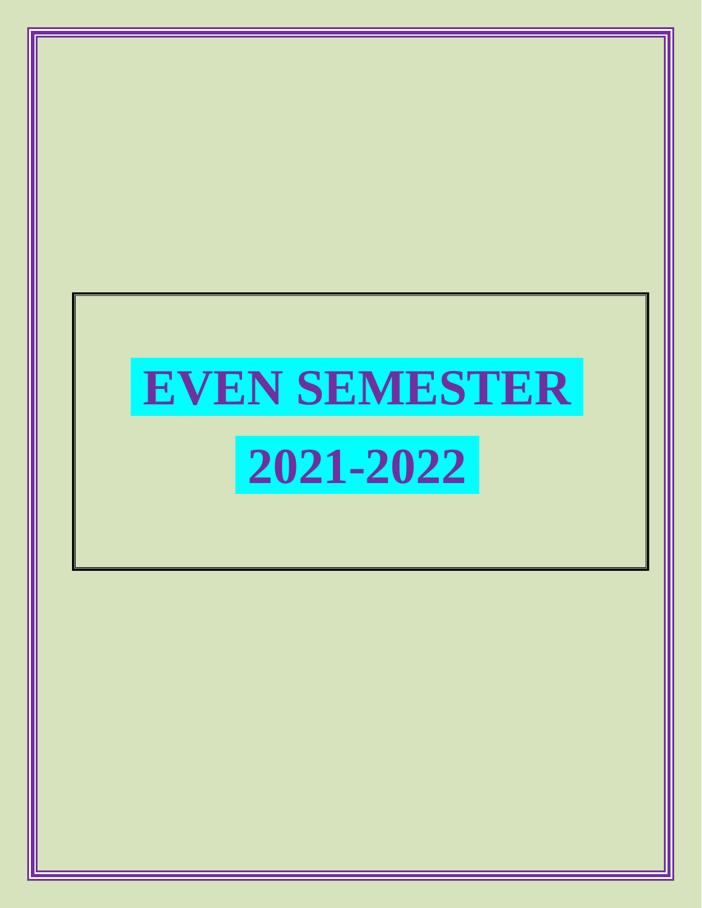# EVEN SEMESTER

# 2021-2022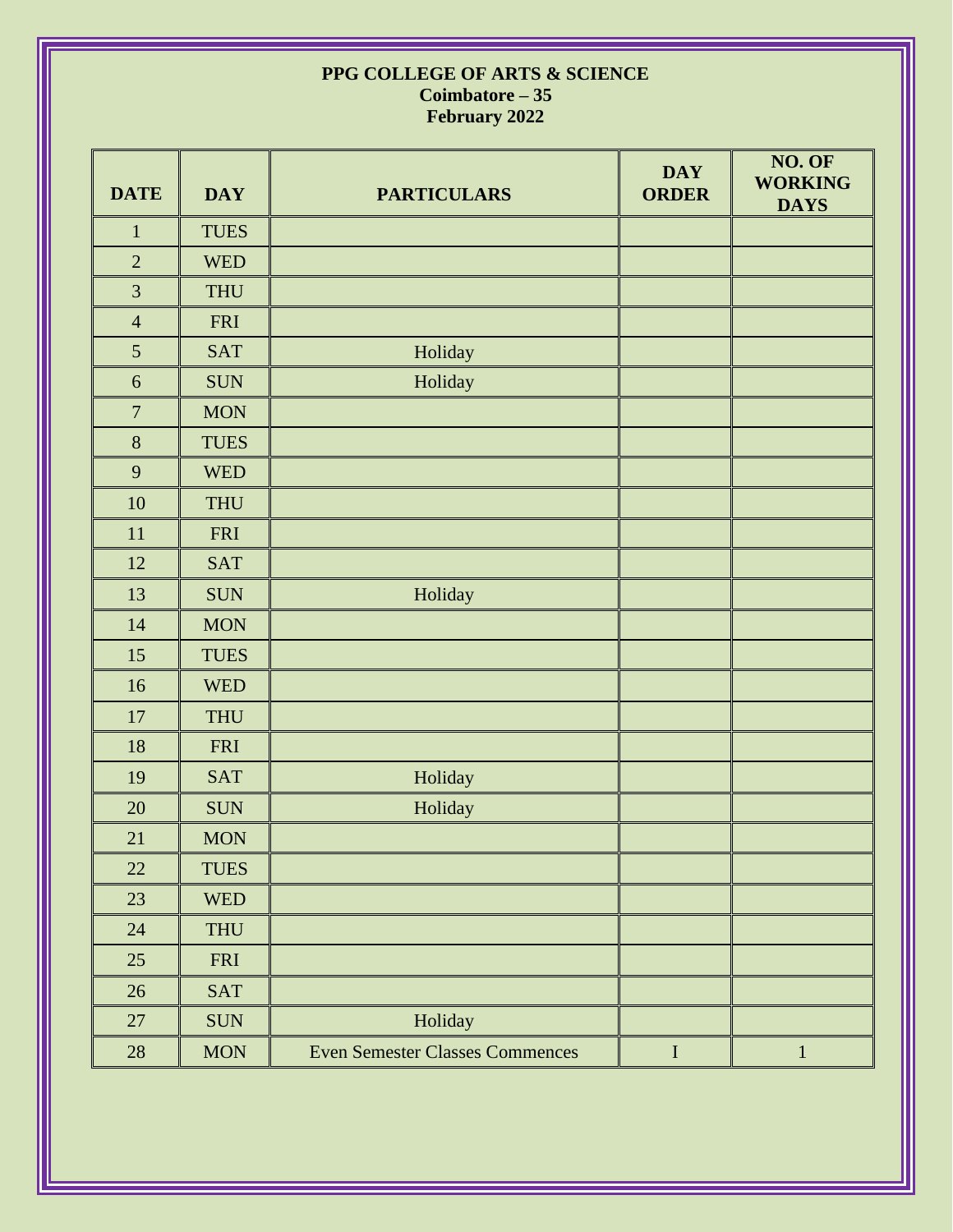**PPG COLLEGE OF ARTS & SCIENCE**
**Coimbatore – 35**
**February 2022**

| DATE | DAY | PARTICULARS | DAY ORDER | NO. OF WORKING DAYS |
|---|---|---|---|---|
| 1 | TUES | | | |
| 2 | WED | | | |
| 3 | THU | | | |
| 4 | FRI | | | |
| 5 | SAT | Holiday | | |
| 6 | SUN | Holiday | | |
| 7 | MON | | | |
| 8 | TUES | | | |
| 9 | WED | | | |
| 10 | THU | | | |
| 11 | FRI | | | |
| 12 | SAT | | | |
| 13 | SUN | Holiday | | |
| 14 | MON | | | |
| 15 | TUES | | | |
| 16 | WED | | | |
| 17 | THU | | | |
| 18 | FRI | | | |
| 19 | SAT | Holiday | | |
| 20 | SUN | Holiday | | |
| 21 | MON | | | |
| 22 | TUES | | | |
| 23 | WED | | | |
| 24 | THU | | | |
| 25 | FRI | | | |
| 26 | SAT | | | |
| 27 | SUN | Holiday | | |
| 28 | MON | Even Semester Classes Commences | I | 1 |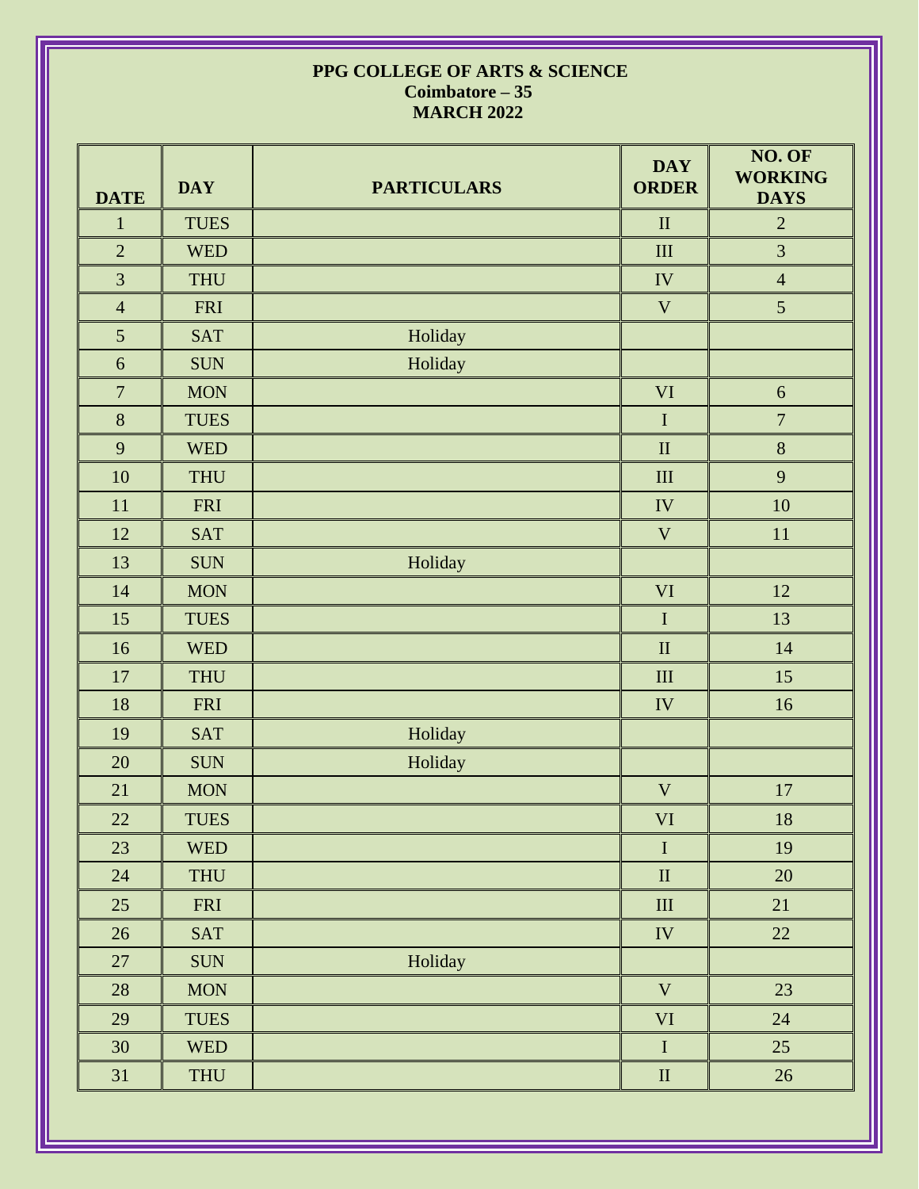**PPG COLLEGE OF ARTS & SCIENCE**
**Coimbatore – 35**
**MARCH 2022**

| DATE | DAY | PARTICULARS | DAY ORDER | NO. OF WORKING DAYS |
|---|---|---|---|---|
| 1 | TUES | | II | 2 |
| 2 | WED | | III | 3 |
| 3 | THU | | IV | 4 |
| 4 | FRI | | V | 5 |
| 5 | SAT | Holiday | | |
| 6 | SUN | Holiday | | |
| 7 | MON | | VI | 6 |
| 8 | TUES | | I | 7 |
| 9 | WED | | II | 8 |
| 10 | THU | | III | 9 |
| 11 | FRI | | IV | 10 |
| 12 | SAT | | V | 11 |
| 13 | SUN | Holiday | | |
| 14 | MON | | VI | 12 |
| 15 | TUES | | I | 13 |
| 16 | WED | | II | 14 |
| 17 | THU | | III | 15 |
| 18 | FRI | | IV | 16 |
| 19 | SAT | Holiday | | |
| 20 | SUN | Holiday | | |
| 21 | MON | | V | 17 |
| 22 | TUES | | VI | 18 |
| 23 | WED | | I | 19 |
| 24 | THU | | II | 20 |
| 25 | FRI | | III | 21 |
| 26 | SAT | | IV | 22 |
| 27 | SUN | Holiday | | |
| 28 | MON | | V | 23 |
| 29 | TUES | | VI | 24 |
| 30 | WED | | I | 25 |
| 31 | THU | | II | 26 |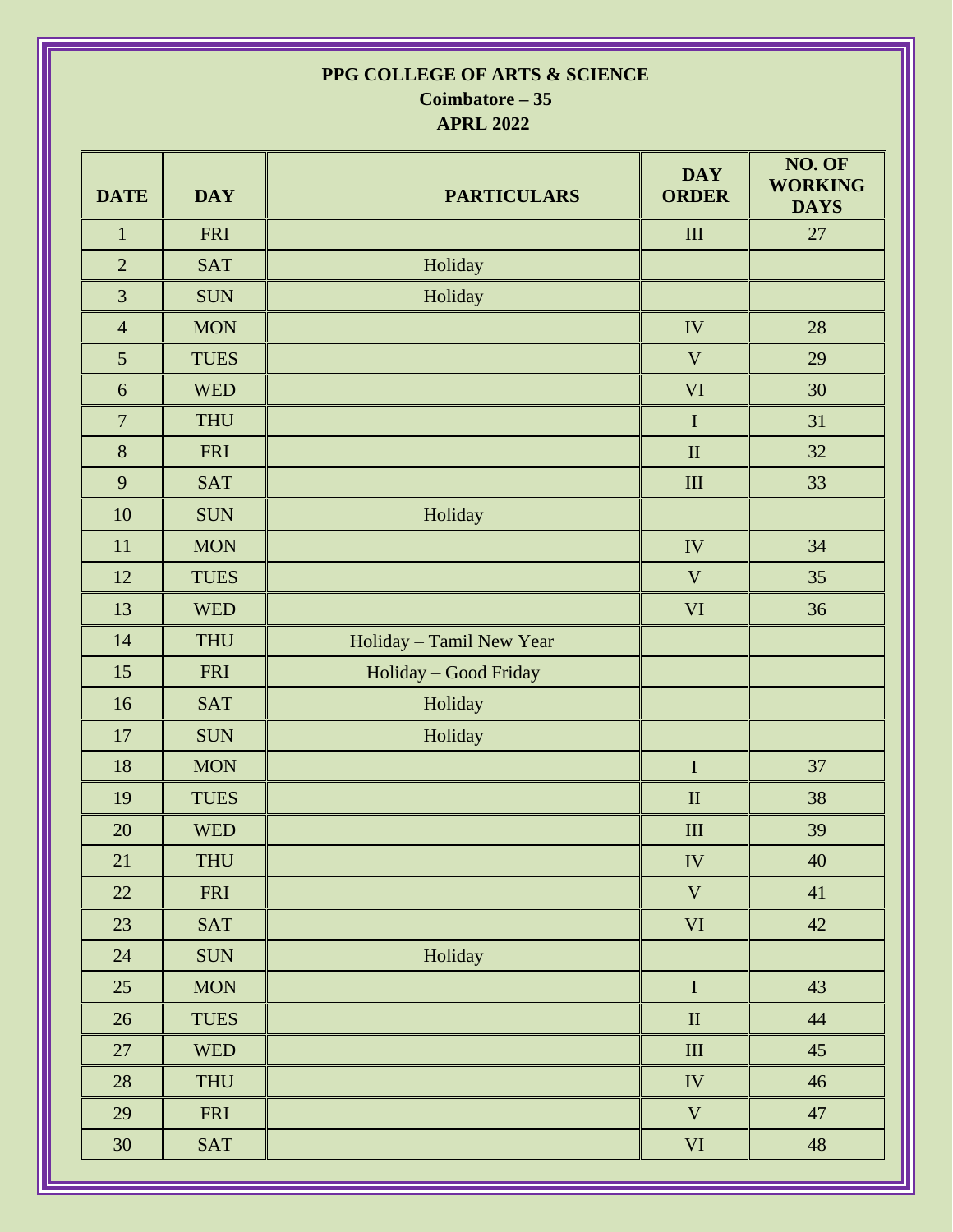**PPG COLLEGE OF ARTS & SCIENCE**

**Coimbatore – 35**

**APRL 2022**

| DATE | DAY | PARTICULARS | DAY ORDER | NO. OF WORKING DAYS |
|---|---|---|---|---|
| 1 | FRI | | III | 27 |
| 2 | SAT | Holiday | | |
| 3 | SUN | Holiday | | |
| 4 | MON | | IV | 28 |
| 5 | TUES | | V | 29 |
| 6 | WED | | VI | 30 |
| 7 | THU | | I | 31 |
| 8 | FRI | | II | 32 |
| 9 | SAT | | III | 33 |
| 10 | SUN | Holiday | | |
| 11 | MON | | IV | 34 |
| 12 | TUES | | V | 35 |
| 13 | WED | | VI | 36 |
| 14 | THU | Holiday – Tamil New Year | | |
| 15 | FRI | Holiday – Good Friday | | |
| 16 | SAT | Holiday | | |
| 17 | SUN | Holiday | | |
| 18 | MON | | I | 37 |
| 19 | TUES | | II | 38 |
| 20 | WED | | III | 39 |
| 21 | THU | | IV | 40 |
| 22 | FRI | | V | 41 |
| 23 | SAT | | VI | 42 |
| 24 | SUN | Holiday | | |
| 25 | MON | | I | 43 |
| 26 | TUES | | II | 44 |
| 27 | WED | | III | 45 |
| 28 | THU | | IV | 46 |
| 29 | FRI | | V | 47 |
| 30 | SAT | | VI | 48 |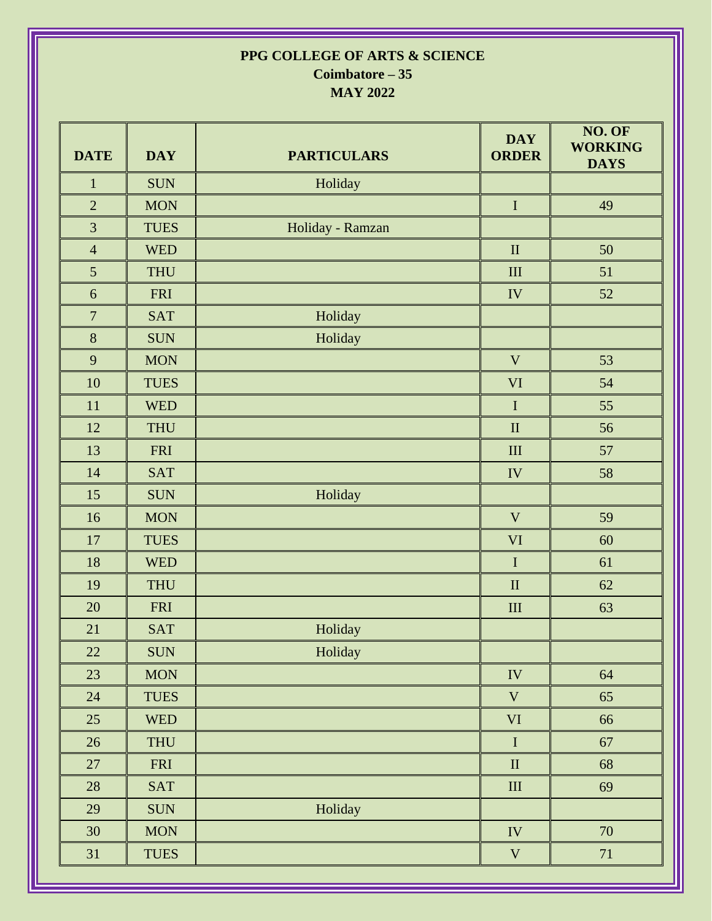**PPG COLLEGE OF ARTS & SCIENCE**
**Coimbatore – 35**
**MAY 2022**

| DATE | DAY | PARTICULARS | DAY ORDER | NO. OF WORKING DAYS |
|---|---|---|---|---|
| 1 | SUN | Holiday | | |
| 2 | MON | | I | 49 |
| 3 | TUES | Holiday - Ramzan | | |
| 4 | WED | | II | 50 |
| 5 | THU | | III | 51 |
| 6 | FRI | | IV | 52 |
| 7 | SAT | Holiday | | |
| 8 | SUN | Holiday | | |
| 9 | MON | | V | 53 |
| 10 | TUES | | VI | 54 |
| 11 | WED | | I | 55 |
| 12 | THU | | II | 56 |
| 13 | FRI | | III | 57 |
| 14 | SAT | | IV | 58 |
| 15 | SUN | Holiday | | |
| 16 | MON | | V | 59 |
| 17 | TUES | | VI | 60 |
| 18 | WED | | I | 61 |
| 19 | THU | | II | 62 |
| 20 | FRI | | III | 63 |
| 21 | SAT | Holiday | | |
| 22 | SUN | Holiday | | |
| 23 | MON | | IV | 64 |
| 24 | TUES | | V | 65 |
| 25 | WED | | VI | 66 |
| 26 | THU | | I | 67 |
| 27 | FRI | | II | 68 |
| 28 | SAT | | III | 69 |
| 29 | SUN | Holiday | | |
| 30 | MON | | IV | 70 |
| 31 | TUES | | V | 71 |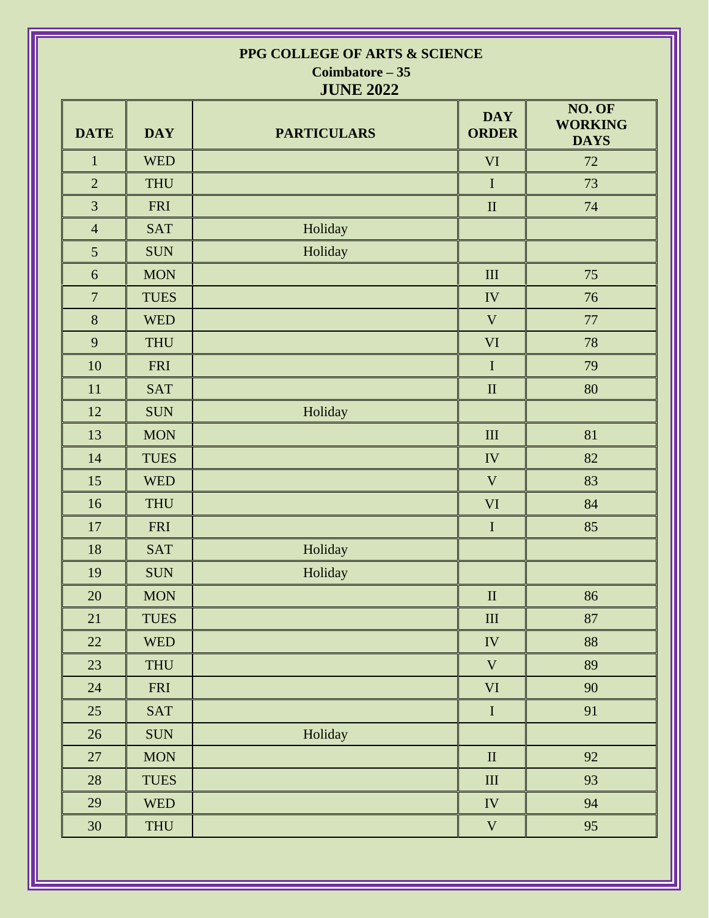**PPG COLLEGE OF ARTS & SCIENCE**

**Coimbatore – 35**

**JUNE 2022**

| DATE | DAY | PARTICULARS | DAY ORDER | NO. OF WORKING DAYS |
|---|---|---|---|---|
| 1 | WED | | VI | 72 |
| 2 | THU | | I | 73 |
| 3 | FRI | | II | 74 |
| 4 | SAT | Holiday | | |
| 5 | SUN | Holiday | | |
| 6 | MON | | III | 75 |
| 7 | TUES | | IV | 76 |
| 8 | WED | | V | 77 |
| 9 | THU | | VI | 78 |
| 10 | FRI | | I | 79 |
| 11 | SAT | | II | 80 |
| 12 | SUN | Holiday | | |
| 13 | MON | | III | 81 |
| 14 | TUES | | IV | 82 |
| 15 | WED | | V | 83 |
| 16 | THU | | VI | 84 |
| 17 | FRI | | I | 85 |
| 18 | SAT | Holiday | | |
| 19 | SUN | Holiday | | |
| 20 | MON | | II | 86 |
| 21 | TUES | | III | 87 |
| 22 | WED | | IV | 88 |
| 23 | THU | | V | 89 |
| 24 | FRI | | VI | 90 |
| 25 | SAT | | I | 91 |
| 26 | SUN | Holiday | | |
| 27 | MON | | II | 92 |
| 28 | TUES | | III | 93 |
| 29 | WED | | IV | 94 |
| 30 | THU | | V | 95 |